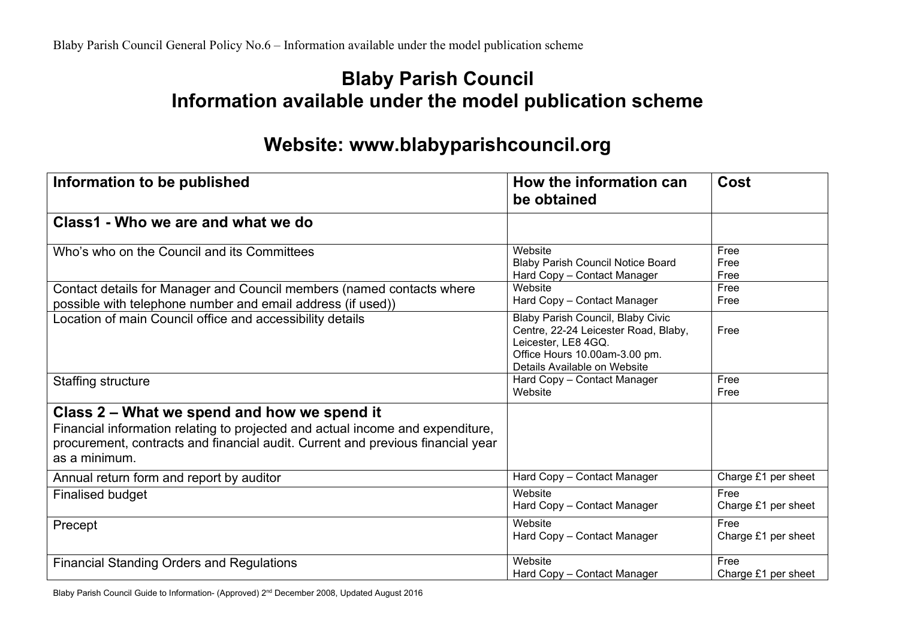# Blaby Parish Council
# Information available under the model publication scheme

## Website: www.blabyparishcouncil.org

| Information to be published | How the information can be obtained | Cost |
|---|---|---|
| **Class1 - Who we are and what we do** | | |
| Who's who on the Council and its Committees | Website<br>Blaby Parish Council Notice Board<br>Hard Copy – Contact Manager | Free<br>Free<br>Free |
| Contact details for Manager and Council members (named contacts where possible with telephone number and email address (if used)) | Website<br>Hard Copy – Contact Manager | Free<br>Free |
| Location of main Council office and accessibility details | Blaby Parish Council, Blaby Civic Centre, 22-24 Leicester Road, Blaby, Leicester, LE8 4GQ.<br>Office Hours 10.00am-3.00 pm.<br>Details Available on Website | Free |
| Staffing structure | Hard Copy – Contact Manager<br>Website | Free<br>Free |
| **Class 2 – What we spend and how we spend it**<br>Financial information relating to projected and actual income and expenditure, procurement, contracts and financial audit. Current and previous financial year as a minimum. | | |
| Annual return form and report by auditor | Hard Copy – Contact Manager | Charge £1 per sheet |
| Finalised budget | Website<br>Hard Copy – Contact Manager | Free<br>Charge £1 per sheet |
| Precept | Website<br>Hard Copy – Contact Manager | Free<br>Charge £1 per sheet |
| Financial Standing Orders and Regulations | Website<br>Hard Copy – Contact Manager | Free<br>Charge £1 per sheet |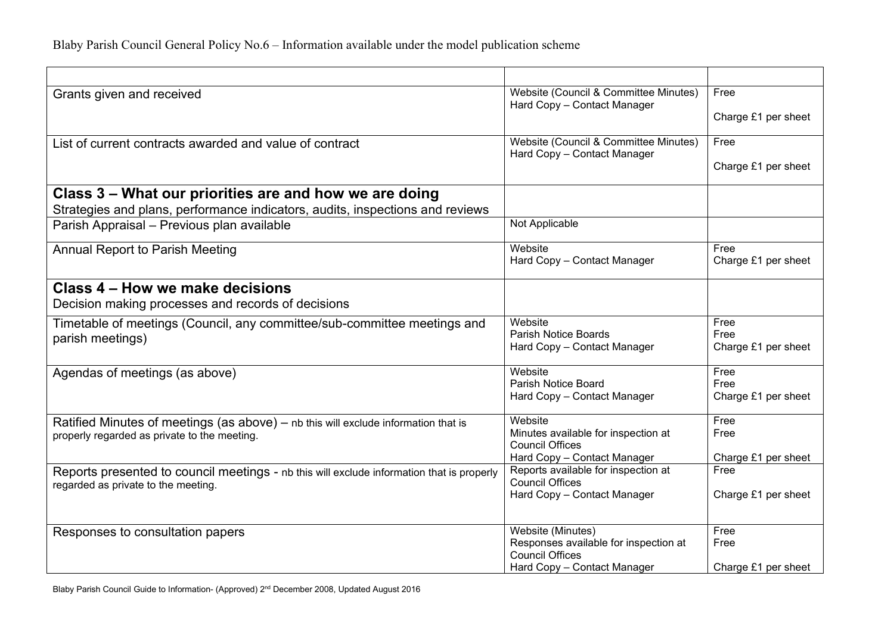| | | |
|---|---|---|
| Grants given and received | Website (Council & Committee Minutes)<br>Hard Copy – Contact Manager | Free<br><br>Charge £1 per sheet |
| List of current contracts awarded and value of contract | Website (Council & Committee Minutes)<br>Hard Copy – Contact Manager | Free<br><br>Charge £1 per sheet |
| **Class 3 – What our priorities are and how we are doing**<br>Strategies and plans, performance indicators, audits, inspections and reviews | | |
| Parish Appraisal – Previous plan available | Not Applicable | |
| Annual Report to Parish Meeting | Website<br>Hard Copy – Contact Manager | Free<br>Charge £1 per sheet |
| **Class 4 – How we make decisions**<br>Decision making processes and records of decisions | | |
| Timetable of meetings (Council, any committee/sub-committee meetings and parish meetings) | Website<br>Parish Notice Boards<br>Hard Copy – Contact Manager | Free<br>Free<br>Charge £1 per sheet |
| Agendas of meetings (as above) | Website<br>Parish Notice Board<br>Hard Copy – Contact Manager | Free<br>Free<br>Charge £1 per sheet |
| Ratified Minutes of meetings (as above) – nb this will exclude information that is properly regarded as private to the meeting. | Website<br>Minutes available for inspection at Council Offices<br>Hard Copy – Contact Manager | Free<br>Free<br><br>Charge £1 per sheet |
| Reports presented to council meetings - nb this will exclude information that is properly regarded as private to the meeting. | Reports available for inspection at Council Offices<br>Hard Copy – Contact Manager | Free<br><br>Charge £1 per sheet |
| Responses to consultation papers | Website (Minutes)<br>Responses available for inspection at Council Offices<br>Hard Copy – Contact Manager | Free<br>Free<br><br>Charge £1 per sheet |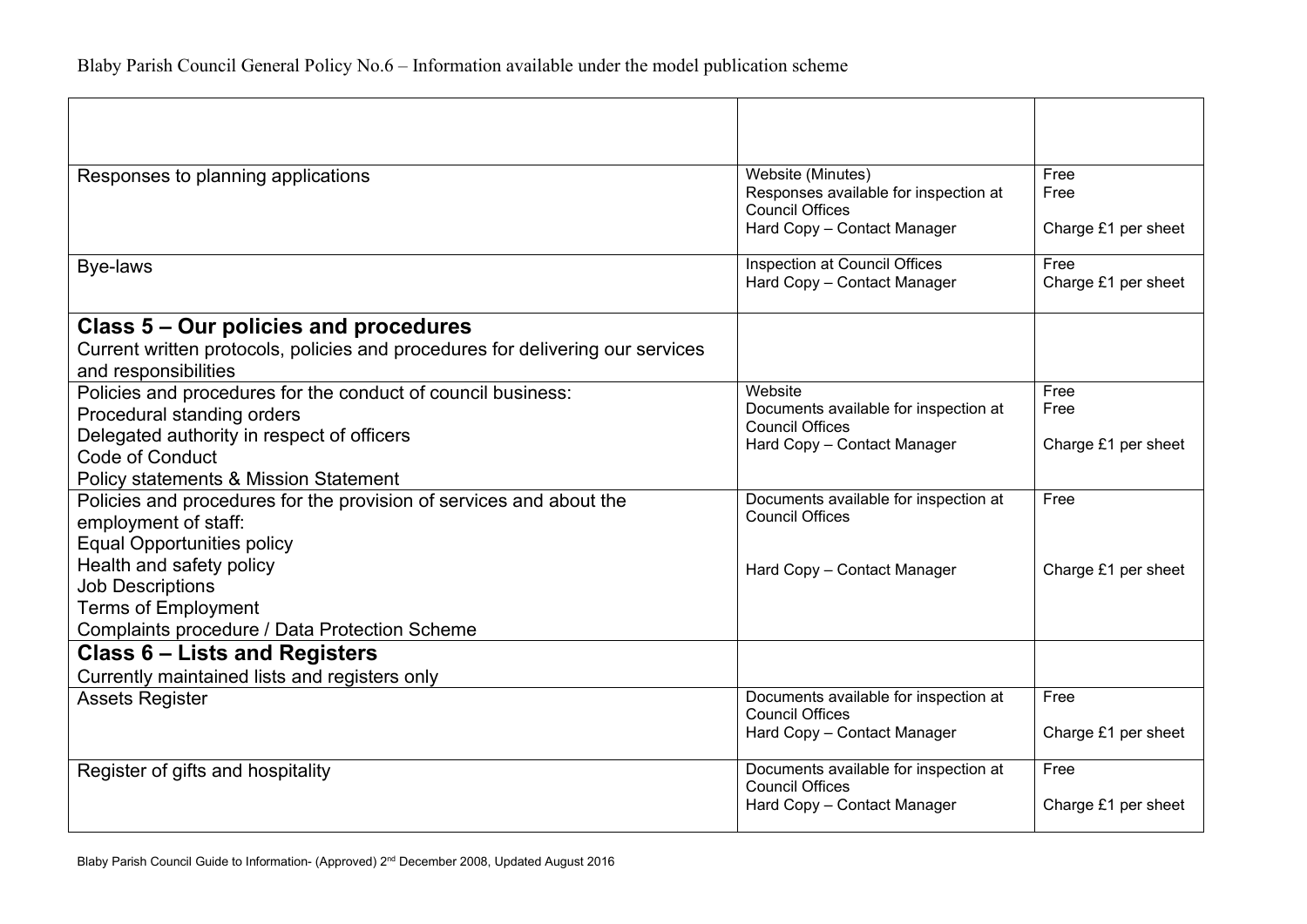| | | |
|---|---|---|
| Responses to planning applications | Website (Minutes)<br>Responses available for inspection at Council Offices<br>Hard Copy – Contact Manager | Free<br>Free<br><br>Charge £1 per sheet |
| Bye-laws | Inspection at Council Offices<br>Hard Copy – Contact Manager | Free<br>Charge £1 per sheet |
| **Class 5 – Our policies and procedures**<br>Current written protocols, policies and procedures for delivering our services and responsibilities | | |
| Policies and procedures for the conduct of council business:<br>Procedural standing orders<br>Delegated authority in respect of officers<br>Code of Conduct<br>Policy statements & Mission Statement | Website<br>Documents available for inspection at Council Offices<br>Hard Copy – Contact Manager | Free<br>Free<br><br>Charge £1 per sheet |
| Policies and procedures for the provision of services and about the employment of staff:<br>Equal Opportunities policy<br>Health and safety policy<br>Job Descriptions<br>Terms of Employment<br>Complaints procedure / Data Protection Scheme | Documents available for inspection at Council Offices<br><br>Hard Copy – Contact Manager | Free<br><br>Charge £1 per sheet |
| **Class 6 – Lists and Registers**<br>Currently maintained lists and registers only | | |
| Assets Register | Documents available for inspection at Council Offices<br>Hard Copy – Contact Manager | Free<br><br>Charge £1 per sheet |
| Register of gifts and hospitality | Documents available for inspection at Council Offices<br>Hard Copy – Contact Manager | Free<br><br>Charge £1 per sheet |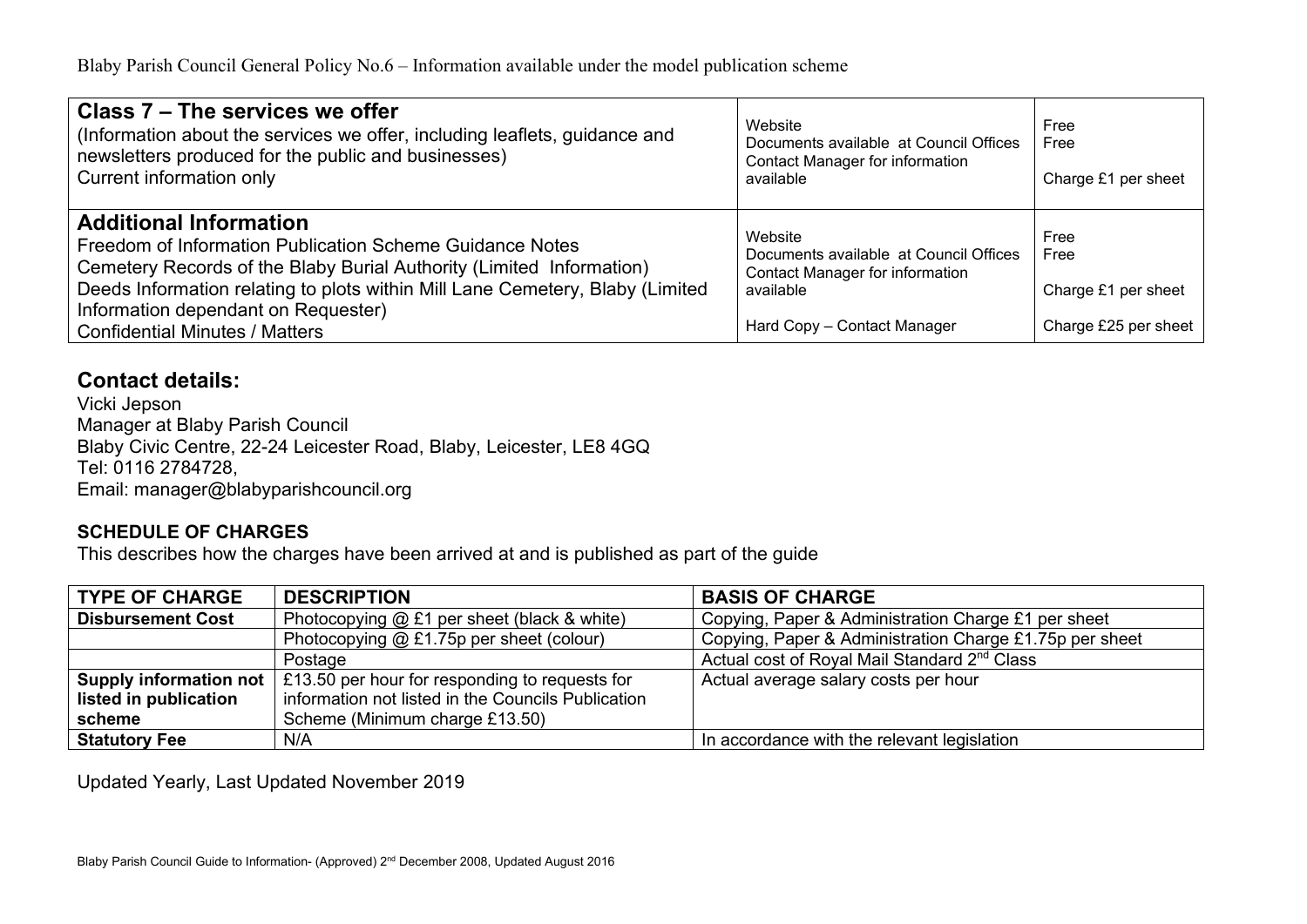| | | |
|---|---|---|
| **Class 7 – The services we offer**<br>(Information about the services we offer, including leaflets, guidance and newsletters produced for the public and businesses)<br>Current information only | Website<br>Documents available at Council Offices<br>Contact Manager for information available | Free<br>Free<br><br>Charge £1 per sheet |
| **Additional Information**<br>Freedom of Information Publication Scheme Guidance Notes<br>Cemetery Records of the Blaby Burial Authority (Limited Information)<br>Deeds Information relating to plots within Mill Lane Cemetery, Blaby (Limited Information dependant on Requester)<br>Confidential Minutes / Matters | Website<br>Documents available at Council Offices<br>Contact Manager for information available<br><br>Hard Copy – Contact Manager | Free<br>Free<br><br>Charge £1 per sheet<br><br>Charge £25 per sheet |

## Contact details:

Vicki Jepson
Manager at Blaby Parish Council
Blaby Civic Centre, 22-24 Leicester Road, Blaby, Leicester, LE8 4GQ
Tel: 0116 2784728,
Email: manager@blabyparishcouncil.org

### SCHEDULE OF CHARGES

This describes how the charges have been arrived at and is published as part of the guide

| TYPE OF CHARGE | DESCRIPTION | BASIS OF CHARGE |
|---|---|---|
| **Disbursement Cost** | Photocopying @ £1 per sheet (black & white) | Copying, Paper & Administration Charge £1 per sheet |
| | Photocopying @ £1.75p per sheet (colour) | Copying, Paper & Administration Charge £1.75p per sheet |
| | Postage | Actual cost of Royal Mail Standard 2nd Class |
| **Supply information not listed in publication scheme** | £13.50 per hour for responding to requests for information not listed in the Councils Publication Scheme (Minimum charge £13.50) | Actual average salary costs per hour |
| **Statutory Fee** | N/A | In accordance with the relevant legislation |

Updated Yearly, Last Updated November 2019